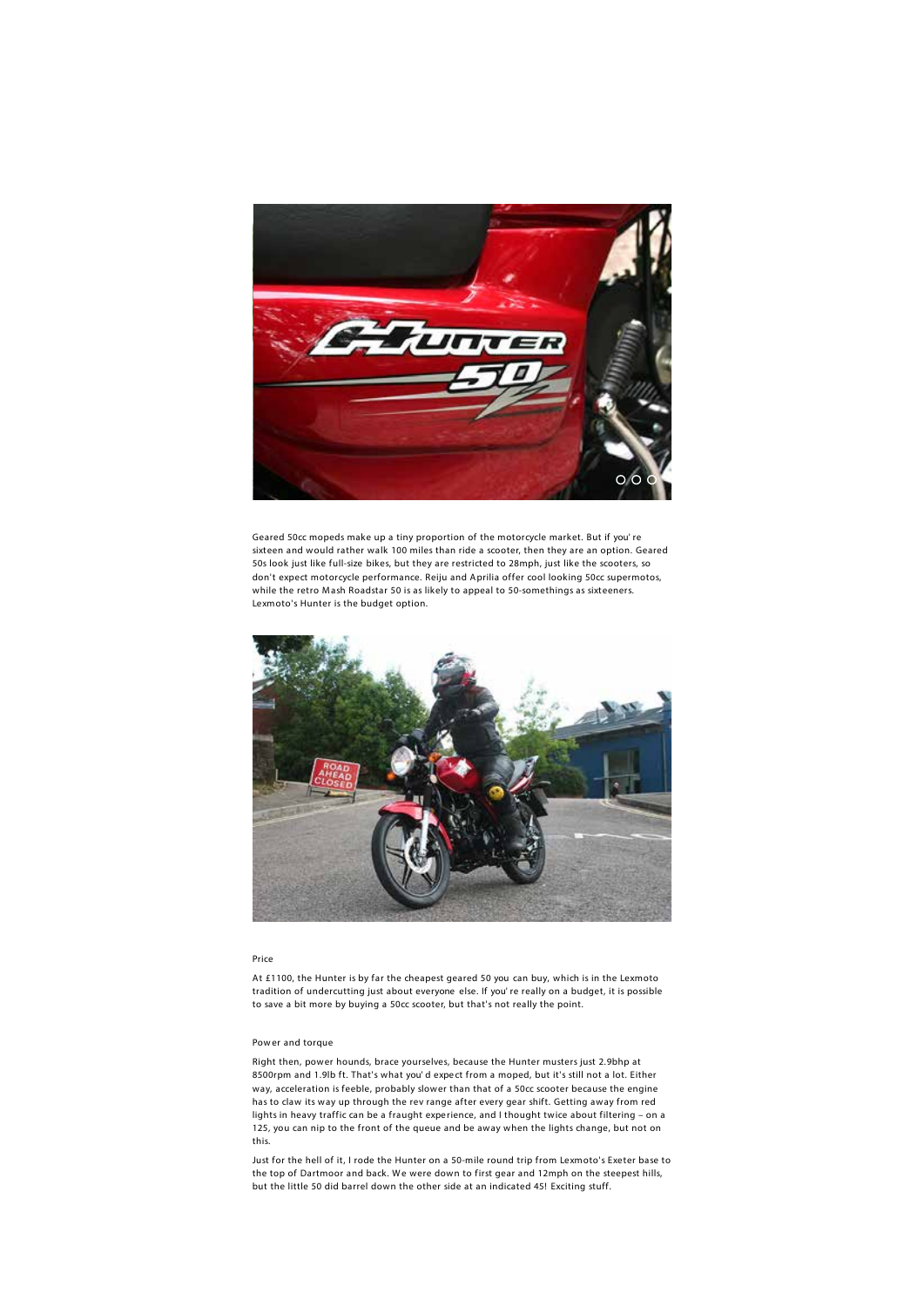Geared 50cc mopeds make up a tiny proportion of the motorcycle market. But if you're sixteen and would rather walk 100 miles than ride a scooter, then they are an option. Geared 50s look just like full-size bikes, but they are restricted to 28mph, just like the scooters, so don't expect motorcycle performance. Reiju and Aprilia offer cool looking 50cc supermotos, while the retro Mash Roadstar 50 is as likely to appeal to 50-somethings as sixteeners. Lexmoto's Hunter is the budget option.

## Price

At £1100, the Hunter is by far the cheapest geared 50 you can buy, which is in the Lexmoto tradition of undercutting just about everyone else. If you're really on a budget, it is possible to save a bit more by buying a 50cc scooter, but that's not really the point.

## Power and torque

Right then, power hounds, brace yourselves, because the Hunter musters just 2.9bhp at 8500rpm and 1.9lb ft. That's what you'd expect from a moped, but it's still not a lot. Either way, acceleration is feeble, probably slower than that of a 50cc scooter because the engine has to claw its way up through the rev range after every gear shift. Getting away from red lights in heavy traffic can be a fraught experience, and I thought twice about filtering – on a 125, you can nip to the front of the queue and be away when the lights change, but not on this.

Just for the hell of it, I rode the Hunter on a 50-mile round trip from Lexmoto's Exeter base to the top of Dartmoor and back. We were down to first gear and 12mph on the steepest hills, but the little 50 did barrel down the other side at an indicated 45! Exciting stuff.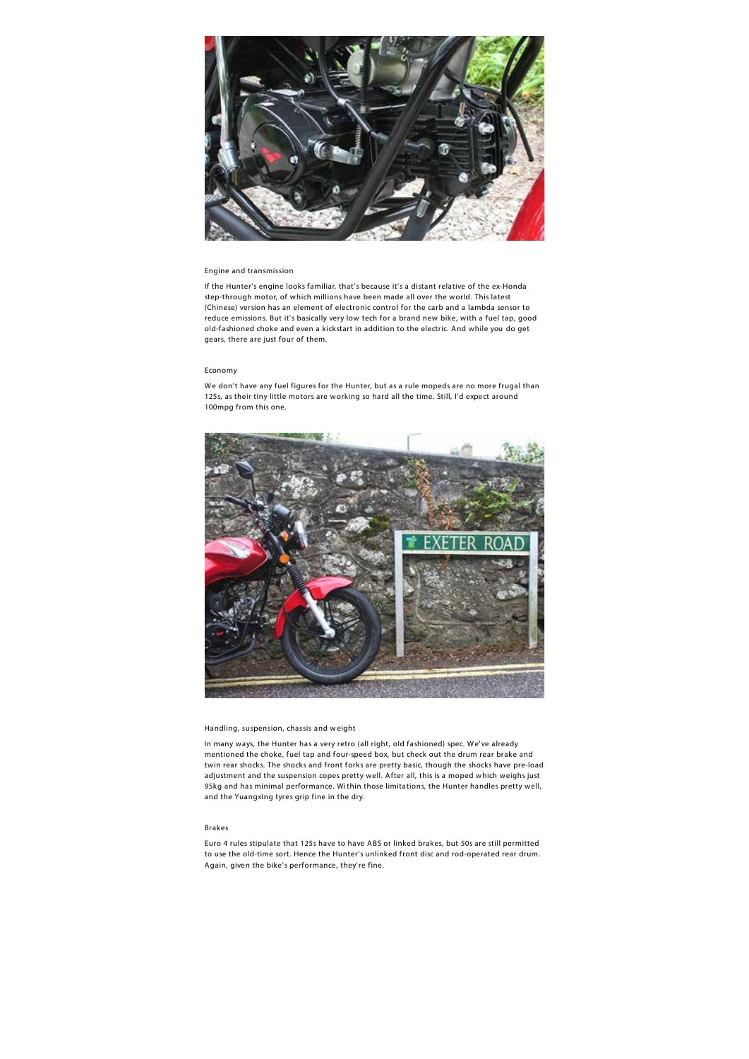## Engine and transmission

If the Hunter's engine looks familiar, that's because it's a distant relative of the ex-Honda step-through motor, of which millions have been made all over the world. This latest (Chinese) version has an element of electronic control for the carb and a lambda sensor to reduce emissions. But it's basically very low tech for a brand new bike, with a fuel tap, good old-fashioned choke and even a kickstart in addition to the electric. And while you do get gears, there are just four of them.

## Economy

We don't have any fuel figures for the Hunter, but as a rule mopeds are no more frugal than 125s, as their tiny little motors are working so hard all the time. Still, I'd expect around 100mpg from this one.

## Handling, suspension, chassis and weight

In many ways, the Hunter has a very retro (all right, old fashioned) spec. We've already mentioned the choke, fuel tap and four-speed box, but check out the drum rear brake and twin rear shocks. The shocks and front forks are pretty basic, though the shocks have pre-load adjustment and the suspension copes pretty well. After all, this is a moped which weighs just 95kg and has minimal performance. Within those limitations, the Hunter handles pretty well, and the Yuangxing tyres grip fine in the dry.

## Brakes

Euro 4 rules stipulate that 125s have to have ABS or linked brakes, but 50s are still permitted to use the old-time sort. Hence the Hunter's unlinked front disc and rod-operated rear drum. Again, given the bike's performance, they're fine.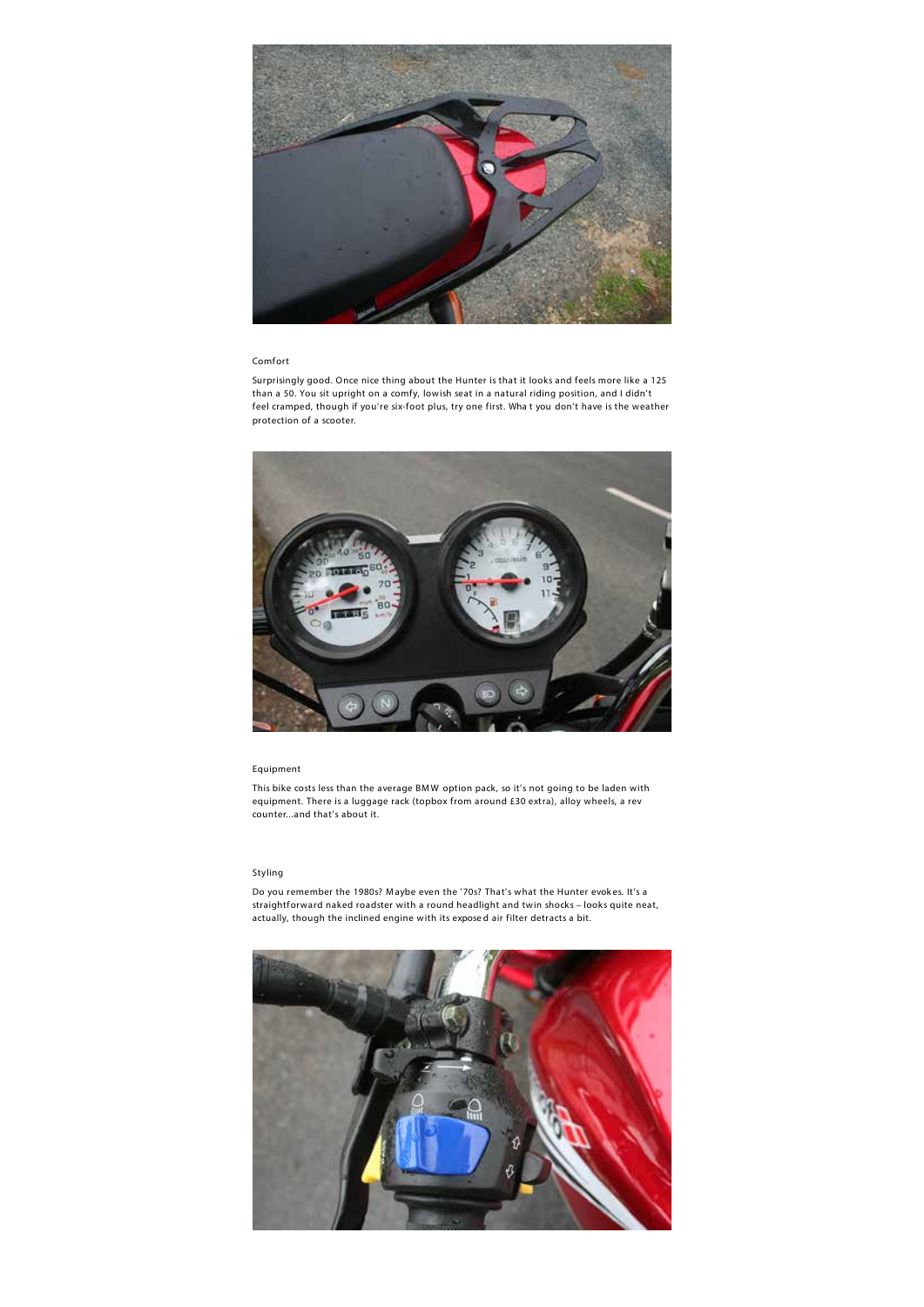## Comfort

Surprisingly good. Once nice thing about the Hunter is that it looks and feels more like a 125 than a 50. You sit upright on a comfy, lowish seat in a natural riding position, and I didn't feel cramped, though if you're six-foot plus, try one first. Wha t you don't have is the weather protection of a scooter.

## Equipment

This bike costs less than the average BMW option pack, so it's not going to be laden with equipment. There is a luggage rack (topbox from around £30 extra), alloy wheels, a rev counter...and that's about it.

## Styling

Do you remember the 1980s? Maybe even the '70s? That's what the Hunter evokes. It's a straightforward naked roadster with a round headlight and twin shocks – looks quite neat, actually, though the inclined engine with its exposed air filter detracts a bit.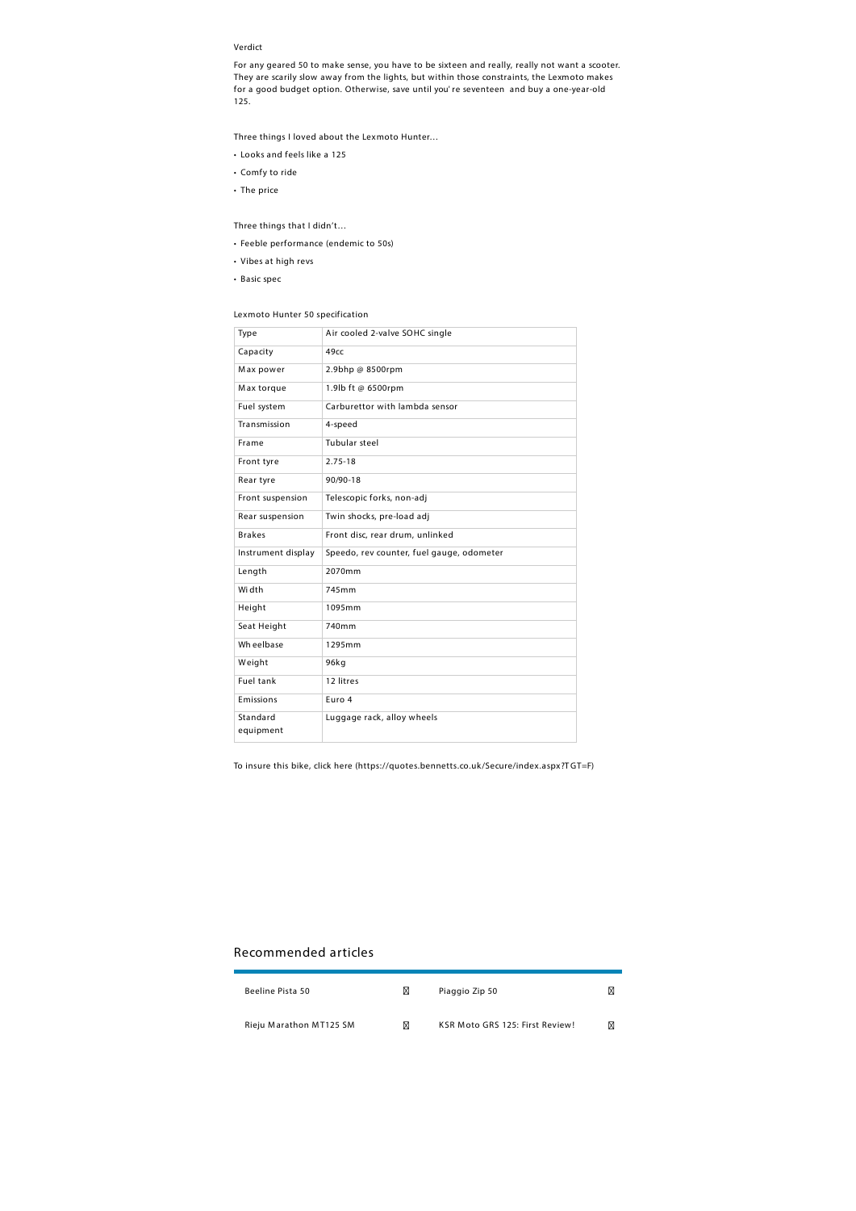Verdict

For any geared 50 to make sense, you have to be sixteen and really, really not want a scooter. They are scarily slow away from the lights, but within those constraints, the Lexmoto makes for a good budget option. Otherwise, save until you're seventeen and buy a one-year-old 125.

Three things I loved about the Lexmoto Hunter…

- Looks and feels like a 125
- Comfy to ride
- The price

Three things that I didn't…

- Feeble performance (endemic to 50s)
- Vibes at high revs
- Basic spec

Lexmoto Hunter 50 specification

| | |
|---|---|
| Type | Air cooled 2-valve SOHC single |
| Capacity | 49cc |
| Max power | 2.9bhp @ 8500rpm |
| Max torque | 1.9lb ft @ 6500rpm |
| Fuel system | Carburettor with lambda sensor |
| Transmission | 4-speed |
| Frame | Tubular steel |
| Front tyre | 2.75-18 |
| Rear tyre | 90/90-18 |
| Front suspension | Telescopic forks, non-adj |
| Rear suspension | Twin shocks, pre-load adj |
| Brakes | Front disc, rear drum, unlinked |
| Instrument display | Speedo, rev counter, fuel gauge, odometer |
| Length | 2070mm |
| Width | 745mm |
| Height | 1095mm |
| Seat Height | 740mm |
| Wheelbase | 1295mm |
| Weight | 96kg |
| Fuel tank | 12 litres |
| Emissions | Euro 4 |
| Standard equipment | Luggage rack, alloy wheels |

To insure this bike, click here (https://quotes.bennetts.co.uk/Secure/index.aspx?TGT=F)

## Recommended articles

- Beeline Pista 50
- Piaggio Zip 50
- Rieju Marathon MT125 SM
- KSR Moto GRS 125: First Review!